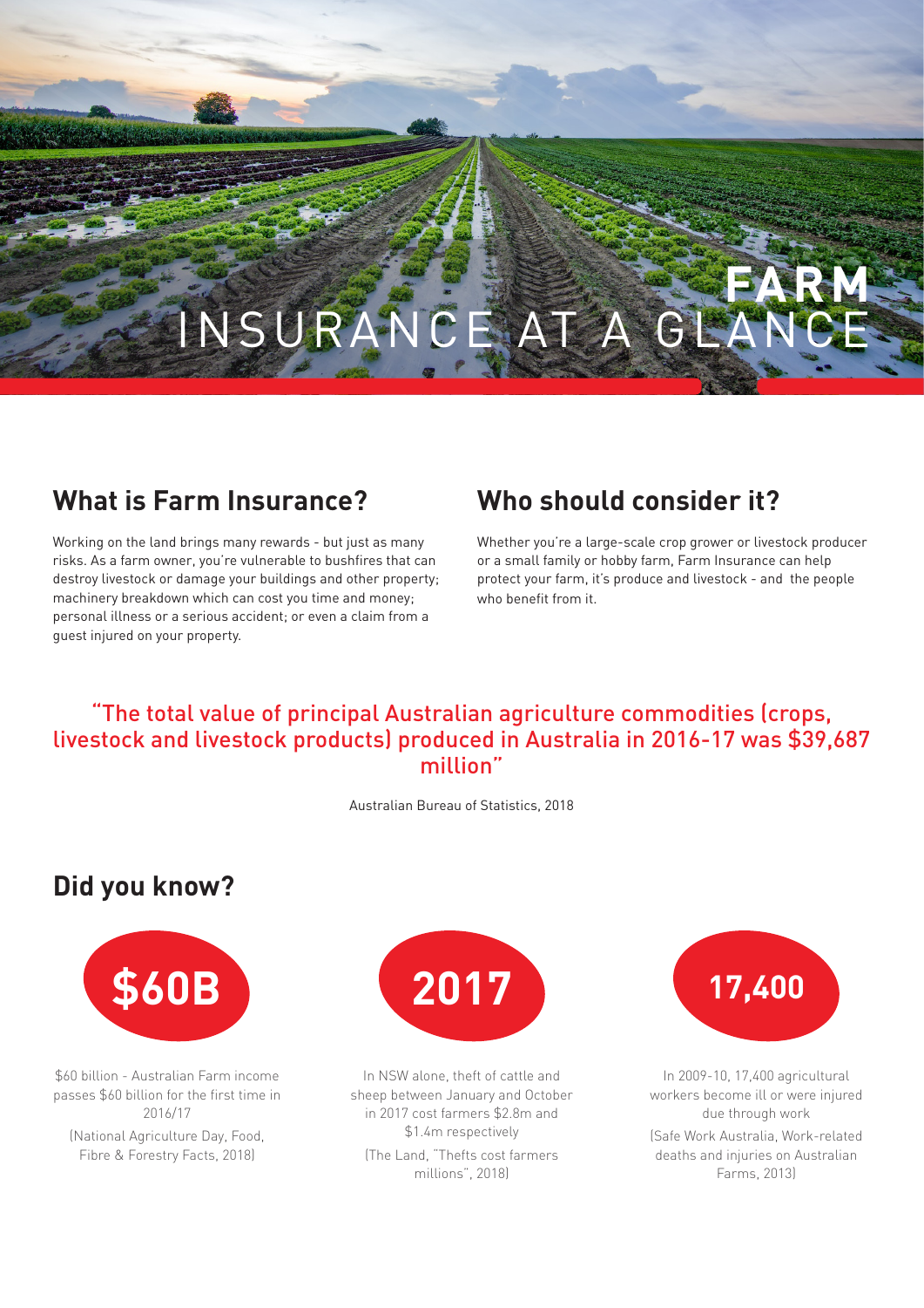# FARM INSURANCE AT A GLANCE

## What is Farm Insurance?

Working on the land brings many rewards - but just as many risks. As a farm owner, you're vulnerable to bushfires that can destroy livestock or damage your buildings and other property; machinery breakdown which can cost you time and money; personal illness or a serious accident; or even a claim from a guest injured on your property.

## Who should consider it?

Whether you're a large-scale crop grower or livestock producer or a small family or hobby farm, Farm Insurance can help protect your farm, it's produce and livestock - and the people who benefit from it.

"The total value of principal Australian agriculture commodities (crops, livestock and livestock products) produced in Australia in 2016-17 was $39,687 million"

Australian Bureau of Statistics, 2018

## Did you know?

**$60B**

$60 billion - Australian Farm income passes $60 billion for the first time in 2016/17

(National Agriculture Day, Food, Fibre & Forestry Facts, 2018)

**2017**

In NSW alone, theft of cattle and sheep between January and October in 2017 cost farmers $2.8m and $1.4m respectively

(The Land, "Thefts cost farmers millions", 2018)

**17,400**

In 2009-10, 17,400 agricultural workers become ill or were injured due through work

(Safe Work Australia, Work-related deaths and injuries on Australian Farms, 2013)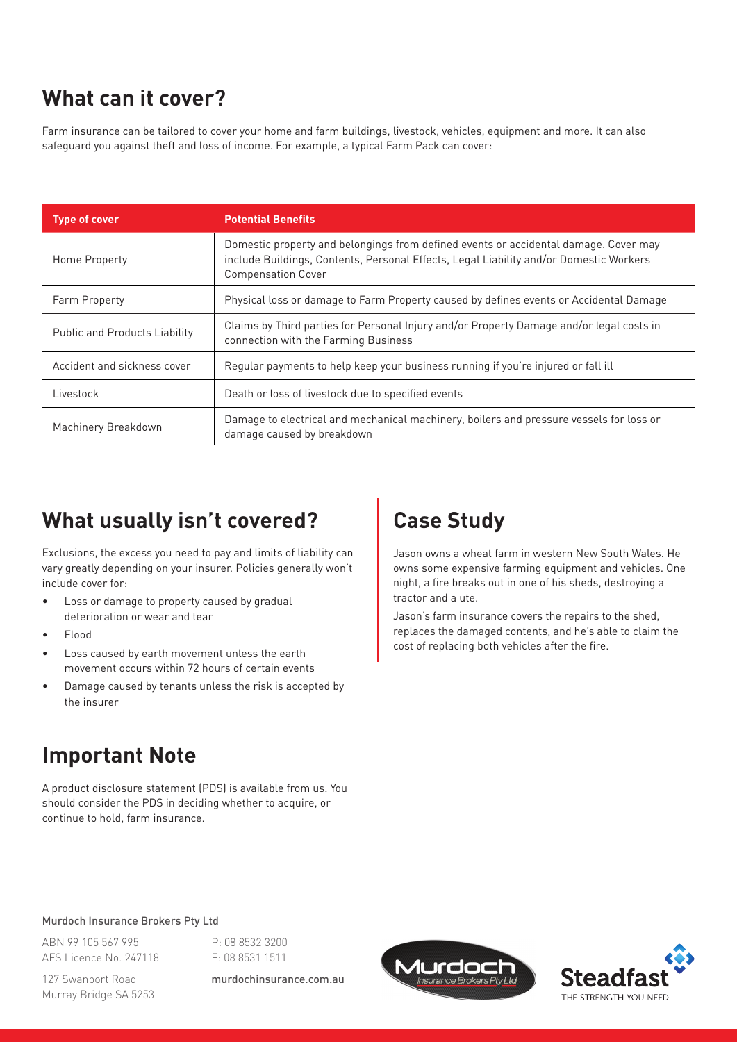## What can it cover?

Farm insurance can be tailored to cover your home and farm buildings, livestock, vehicles, equipment and more. It can also safeguard you against theft and loss of income. For example, a typical Farm Pack can cover:

| Type of cover | Potential Benefits |
|---|---|
| Home Property | Domestic property and belongings from defined events or accidental damage. Cover may include Buildings, Contents, Personal Effects, Legal Liability and/or Domestic Workers Compensation Cover |
| Farm Property | Physical loss or damage to Farm Property caused by defines events or Accidental Damage |
| Public and Products Liability | Claims by Third parties for Personal Injury and/or Property Damage and/or legal costs in connection with the Farming Business |
| Accident and sickness cover | Regular payments to help keep your business running if you're injured or fall ill |
| Livestock | Death or loss of livestock due to specified events |
| Machinery Breakdown | Damage to electrical and mechanical machinery, boilers and pressure vessels for loss or damage caused by breakdown |

## What usually isn't covered?

Exclusions, the excess you need to pay and limits of liability can vary greatly depending on your insurer. Policies generally won't include cover for:

- Loss or damage to property caused by gradual deterioration or wear and tear
- Flood
- Loss caused by earth movement unless the earth movement occurs within 72 hours of certain events
- Damage caused by tenants unless the risk is accepted by the insurer

## Important Note

A product disclosure statement (PDS) is available from us. You should consider the PDS in deciding whether to acquire, or continue to hold, farm insurance.

## Case Study

Jason owns a wheat farm in western New South Wales. He owns some expensive farming equipment and vehicles. One night, a fire breaks out in one of his sheds, destroying a tractor and a ute.

Jason's farm insurance covers the repairs to the shed, replaces the damaged contents, and he's able to claim the cost of replacing both vehicles after the fire.

Murdoch Insurance Brokers Pty Ltd

ABN 99 105 567 995
AFS Licence No. 247118

127 Swanport Road
Murray Bridge SA 5253

P: 08 8532 3200
F: 08 8531 1511

murdochinsurance.com.au